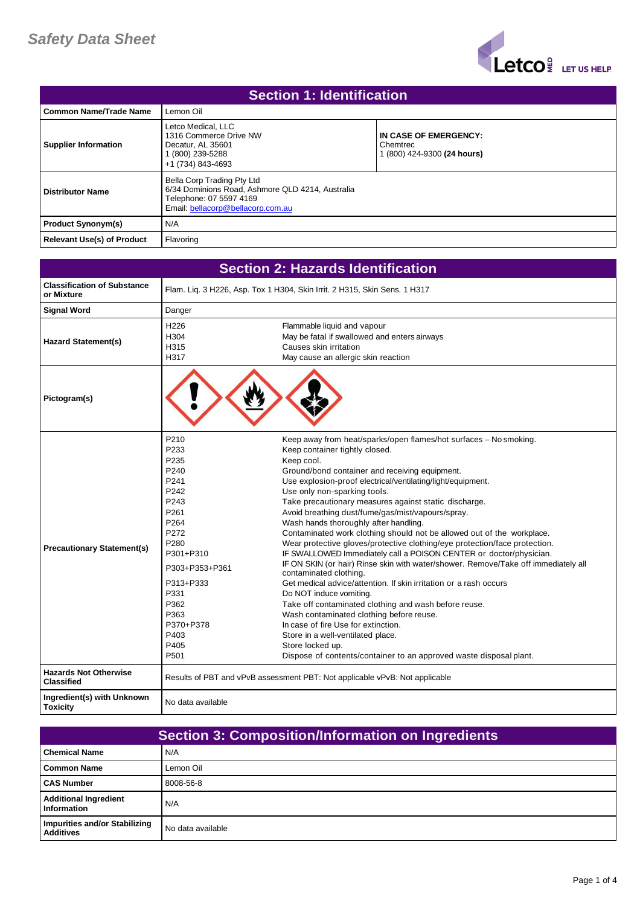# Safety Data Sheet

## Section 1: Identification

| | | |
|---|---|---|
| **Common Name/Trade Name** | Lemon Oil | |
| **Supplier Information** | Letco Medical, LLC<br>1316 Commerce Drive NW<br>Decatur, AL 35601<br>1 (800) 239-5288<br>+1 (734) 843-4693 | **IN CASE OF EMERGENCY:**<br>Chemtrec<br>1 (800) 424-9300 **(24 hours)** |
| **Distributor Name** | Bella Corp Trading Pty Ltd<br>6/34 Dominions Road, Ashmore QLD 4214, Australia<br>Telephone: 07 5597 4169<br>Email: bellacorp@bellacorp.com.au | |
| **Product Synonym(s)** | N/A | |
| **Relevant Use(s) of Product** | Flavoring | |

## Section 2: Hazards Identification

| | | |
|---|---|---|
| **Classification of Substance or Mixture** | Flam. Liq. 3 H226, Asp. Tox 1 H304, Skin Irrit. 2 H315, Skin Sens. 1 H317 | |
| **Signal Word** | Danger | |
| **Hazard Statement(s)** | H226 | Flammable liquid and vapour |
| | H304 | May be fatal if swallowed and enters airways |
| | H315 | Causes skin irritation |
| | H317 | May cause an allergic skin reaction |
| **Pictogram(s)** | | |
| **Precautionary Statement(s)** | P210 | Keep away from heat/sparks/open flames/hot surfaces – No smoking. |
| | P233 | Keep container tightly closed. |
| | P235 | Keep cool. |
| | P240 | Ground/bond container and receiving equipment. |
| | P241 | Use explosion-proof electrical/ventilating/light/equipment. |
| | P242 | Use only non-sparking tools. |
| | P243 | Take precautionary measures against static discharge. |
| | P261 | Avoid breathing dust/fume/gas/mist/vapours/spray. |
| | P264 | Wash hands thoroughly after handling. |
| | P272 | Contaminated work clothing should not be allowed out of the workplace. |
| | P280 | Wear protective gloves/protective clothing/eye protection/face protection. |
| | P301+P310 | IF SWALLOWED Immediately call a POISON CENTER or doctor/physician. |
| | P303+P353+P361 | IF ON SKIN (or hair) Rinse skin with water/shower. Remove/Take off immediately all contaminated clothing. |
| | P313+P333 | Get medical advice/attention. If skin irritation or a rash occurs |
| | P331 | Do NOT induce vomiting. |
| | P362 | Take off contaminated clothing and wash before reuse. |
| | P363 | Wash contaminated clothing before reuse. |
| | P370+P378 | In case of fire Use for extinction. |
| | P403 | Store in a well-ventilated place. |
| | P405 | Store locked up. |
| | P501 | Dispose of contents/container to an approved waste disposal plant. |
| **Hazards Not Otherwise Classified** | Results of PBT and vPvB assessment PBT: Not applicable vPvB: Not applicable | |
| **Ingredient(s) with Unknown Toxicity** | No data available | |

## Section 3: Composition/Information on Ingredients

| | |
|---|---|
| **Chemical Name** | N/A |
| **Common Name** | Lemon Oil |
| **CAS Number** | 8008-56-8 |
| **Additional Ingredient Information** | N/A |
| **Impurities and/or Stabilizing Additives** | No data available |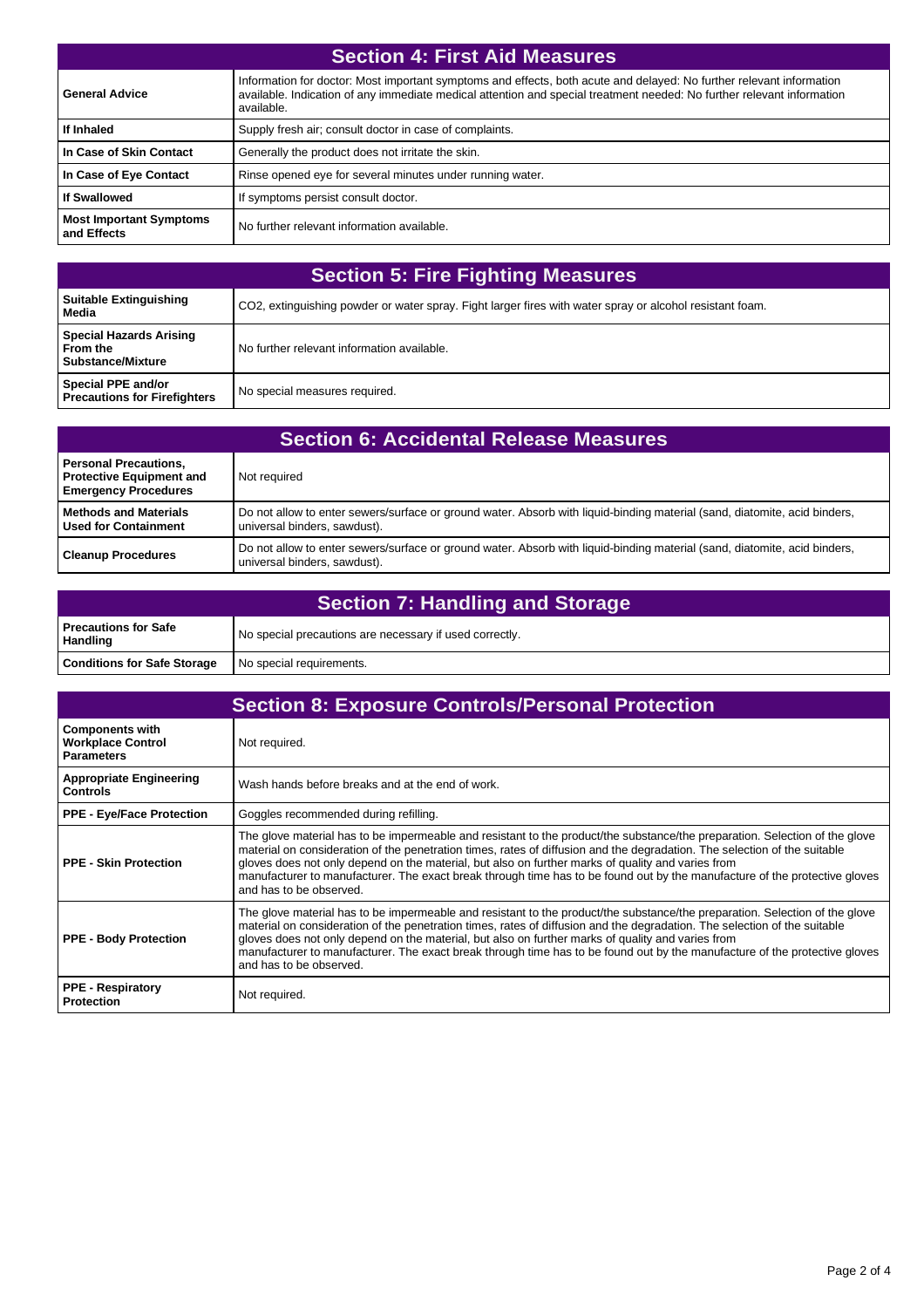## Section 4: First Aid Measures

| | |
|---|---|
| **General Advice** | Information for doctor: Most important symptoms and effects, both acute and delayed: No further relevant information available. Indication of any immediate medical attention and special treatment needed: No further relevant information available. |
| **If Inhaled** | Supply fresh air; consult doctor in case of complaints. |
| **In Case of Skin Contact** | Generally the product does not irritate the skin. |
| **In Case of Eye Contact** | Rinse opened eye for several minutes under running water. |
| **If Swallowed** | If symptoms persist consult doctor. |
| **Most Important Symptoms and Effects** | No further relevant information available. |

## Section 5: Fire Fighting Measures

| | |
|---|---|
| **Suitable Extinguishing Media** | $CO_2$, extinguishing powder or water spray. Fight larger fires with water spray or alcohol resistant foam. |
| **Special Hazards Arising From the Substance/Mixture** | No further relevant information available. |
| **Special PPE and/or Precautions for Firefighters** | No special measures required. |

## Section 6: Accidental Release Measures

| | |
|---|---|
| **Personal Precautions, Protective Equipment and Emergency Procedures** | Not required |
| **Methods and Materials Used for Containment** | Do not allow to enter sewers/surface or ground water. Absorb with liquid-binding material (sand, diatomite, acid binders, universal binders, sawdust). |
| **Cleanup Procedures** | Do not allow to enter sewers/surface or ground water. Absorb with liquid-binding material (sand, diatomite, acid binders, universal binders, sawdust). |

## Section 7: Handling and Storage

| | |
|---|---|
| **Precautions for Safe Handling** | No special precautions are necessary if used correctly. |
| **Conditions for Safe Storage** | No special requirements. |

## Section 8: Exposure Controls/Personal Protection

| | |
|---|---|
| **Components with Workplace Control Parameters** | Not required. |
| **Appropriate Engineering Controls** | Wash hands before breaks and at the end of work. |
| **PPE - Eye/Face Protection** | Goggles recommended during refilling. |
| **PPE - Skin Protection** | The glove material has to be impermeable and resistant to the product/the substance/the preparation. Selection of the glove material on consideration of the penetration times, rates of diffusion and the degradation. The selection of the suitable gloves does not only depend on the material, but also on further marks of quality and varies from manufacturer to manufacturer. The exact break through time has to be found out by the manufacture of the protective gloves and has to be observed. |
| **PPE - Body Protection** | The glove material has to be impermeable and resistant to the product/the substance/the preparation. Selection of the glove material on consideration of the penetration times, rates of diffusion and the degradation. The selection of the suitable gloves does not only depend on the material, but also on further marks of quality and varies from manufacturer to manufacturer. The exact break through time has to be found out by the manufacture of the protective gloves and has to be observed. |
| **PPE - Respiratory Protection** | Not required. |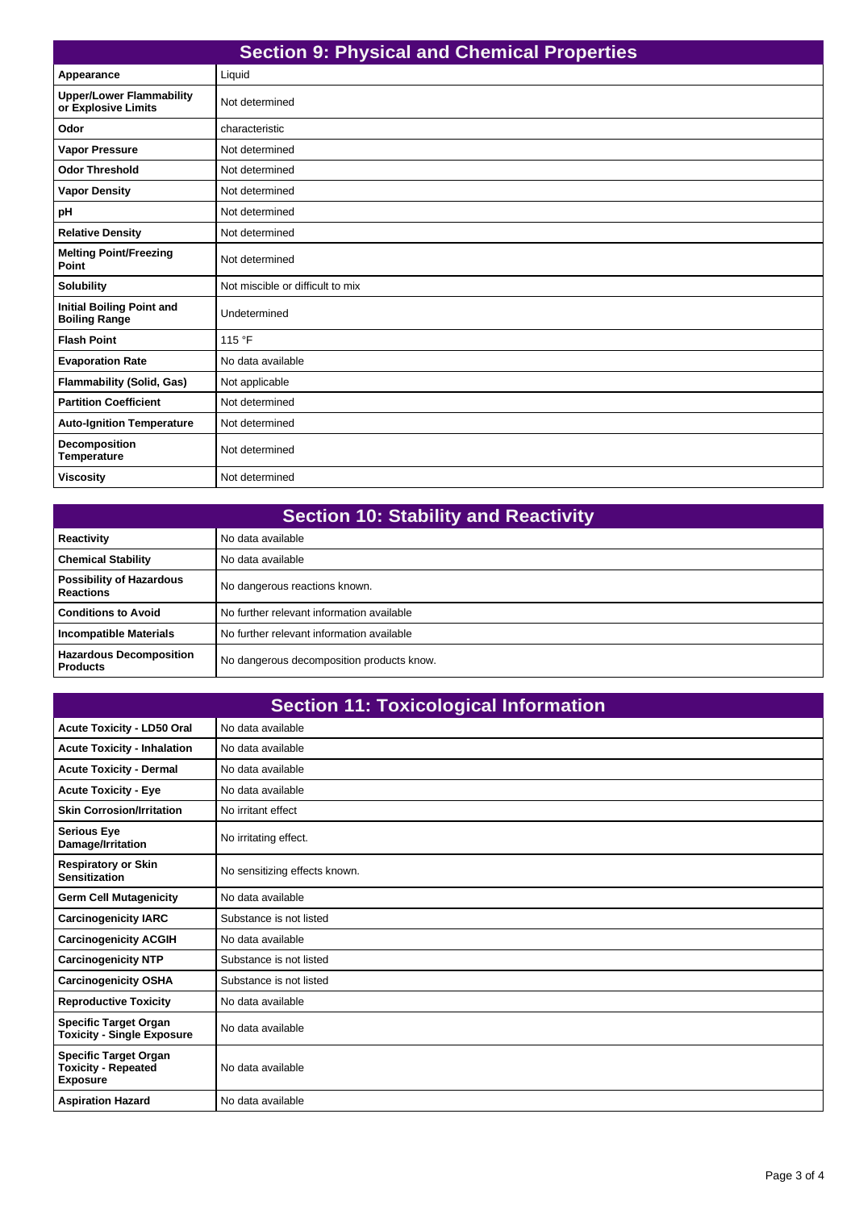## Section 9: Physical and Chemical Properties

| | |
|---|---|
| **Appearance** | Liquid |
| **Upper/Lower Flammability or Explosive Limits** | Not determined |
| **Odor** | characteristic |
| **Vapor Pressure** | Not determined |
| **Odor Threshold** | Not determined |
| **Vapor Density** | Not determined |
| **pH** | Not determined |
| **Relative Density** | Not determined |
| **Melting Point/Freezing Point** | Not determined |
| **Solubility** | Not miscible or difficult to mix |
| **Initial Boiling Point and Boiling Range** | Undetermined |
| **Flash Point** | 115 °F |
| **Evaporation Rate** | No data available |
| **Flammability (Solid, Gas)** | Not applicable |
| **Partition Coefficient** | Not determined |
| **Auto-Ignition Temperature** | Not determined |
| **Decomposition Temperature** | Not determined |
| **Viscosity** | Not determined |

## Section 10: Stability and Reactivity

| | |
|---|---|
| **Reactivity** | No data available |
| **Chemical Stability** | No data available |
| **Possibility of Hazardous Reactions** | No dangerous reactions known. |
| **Conditions to Avoid** | No further relevant information available |
| **Incompatible Materials** | No further relevant information available |
| **Hazardous Decomposition Products** | No dangerous decomposition products know. |

## Section 11: Toxicological Information

| | |
|---|---|
| **Acute Toxicity - LD50 Oral** | No data available |
| **Acute Toxicity - Inhalation** | No data available |
| **Acute Toxicity - Dermal** | No data available |
| **Acute Toxicity - Eye** | No data available |
| **Skin Corrosion/Irritation** | No irritant effect |
| **Serious Eye Damage/Irritation** | No irritating effect. |
| **Respiratory or Skin Sensitization** | No sensitizing effects known. |
| **Germ Cell Mutagenicity** | No data available |
| **Carcinogenicity IARC** | Substance is not listed |
| **Carcinogenicity ACGIH** | No data available |
| **Carcinogenicity NTP** | Substance is not listed |
| **Carcinogenicity OSHA** | Substance is not listed |
| **Reproductive Toxicity** | No data available |
| **Specific Target Organ Toxicity - Single Exposure** | No data available |
| **Specific Target Organ Toxicity - Repeated Exposure** | No data available |
| **Aspiration Hazard** | No data available |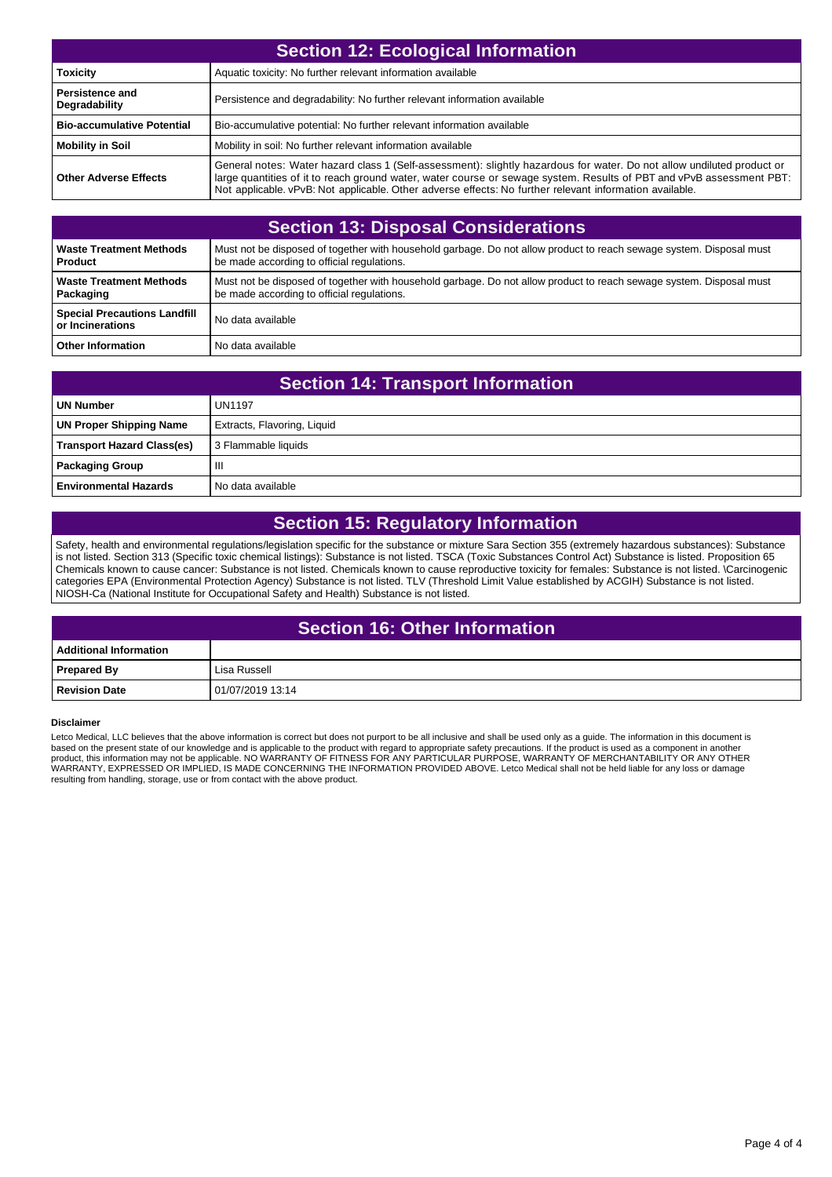## Section 12: Ecological Information

| | |
|---|---|
| **Toxicity** | Aquatic toxicity: No further relevant information available |
| **Persistence and Degradability** | Persistence and degradability: No further relevant information available |
| **Bio-accumulative Potential** | Bio-accumulative potential: No further relevant information available |
| **Mobility in Soil** | Mobility in soil: No further relevant information available |
| **Other Adverse Effects** | General notes: Water hazard class 1 (Self-assessment): slightly hazardous for water. Do not allow undiluted product or large quantities of it to reach ground water, water course or sewage system. Results of PBT and vPvB assessment PBT: Not applicable. vPvB: Not applicable. Other adverse effects: No further relevant information available. |

## Section 13: Disposal Considerations

| | |
|---|---|
| **Waste Treatment Methods Product** | Must not be disposed of together with household garbage. Do not allow product to reach sewage system. Disposal must be made according to official regulations. |
| **Waste Treatment Methods Packaging** | Must not be disposed of together with household garbage. Do not allow product to reach sewage system. Disposal must be made according to official regulations. |
| **Special Precautions Landfill or Incinerations** | No data available |
| **Other Information** | No data available |

## Section 14: Transport Information

| | |
|---|---|
| **UN Number** | UN1197 |
| **UN Proper Shipping Name** | Extracts, Flavoring, Liquid |
| **Transport Hazard Class(es)** | 3 Flammable liquids |
| **Packaging Group** | III |
| **Environmental Hazards** | No data available |

## Section 15: Regulatory Information

Safety, health and environmental regulations/legislation specific for the substance or mixture Sara Section 355 (extremely hazardous substances): Substance is not listed. Section 313 (Specific toxic chemical listings): Substance is not listed. TSCA (Toxic Substances Control Act) Substance is listed. Proposition 65 Chemicals known to cause cancer: Substance is not listed. Chemicals known to cause reproductive toxicity for females: Substance is not listed. \Carcinogenic categories EPA (Environmental Protection Agency) Substance is not listed. TLV (Threshold Limit Value established by ACGIH) Substance is not listed. NIOSH-Ca (National Institute for Occupational Safety and Health) Substance is not listed.

## Section 16: Other Information

| | |
|---|---|
| **Additional Information** | |
| **Prepared By** | Lisa Russell |
| **Revision Date** | 01/07/2019 13:14 |

**Disclaimer**

Letco Medical, LLC believes that the above information is correct but does not purport to be all inclusive and shall be used only as a guide. The information in this document is based on the present state of our knowledge and is applicable to the product with regard to appropriate safety precautions. If the product is used as a component in another product, this information may not be applicable. NO WARRANTY OF FITNESS FOR ANY PARTICULAR PURPOSE, WARRANTY OF MERCHANTABILITY OR ANY OTHER WARRANTY, EXPRESSED OR IMPLIED, IS MADE CONCERNING THE INFORMATION PROVIDED ABOVE. Letco Medical shall not be held liable for any loss or damage resulting from handling, storage, use or from contact with the above product.